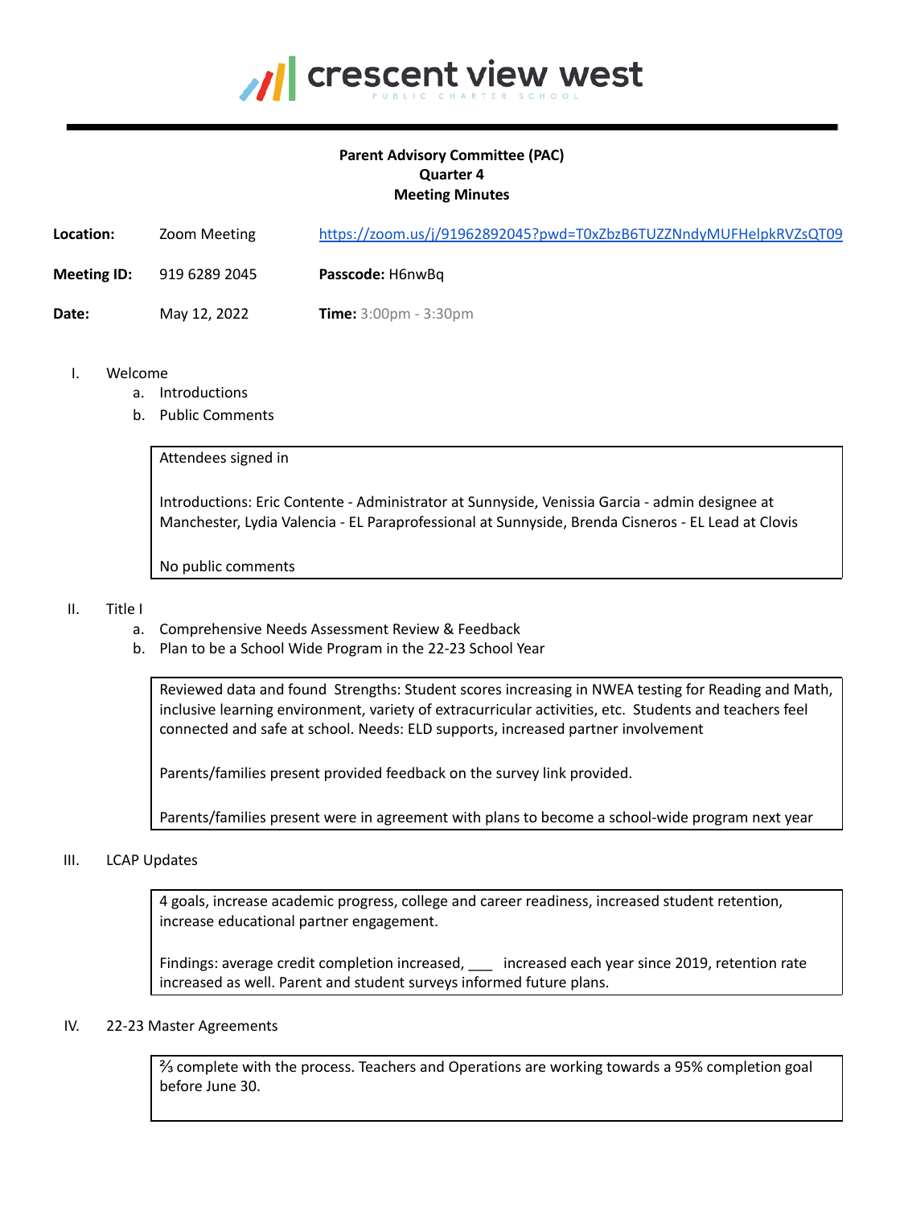crescent view west

PUBLIC CHARTER SCHOOL

**Parent Advisory Committee (PAC)**
**Quarter 4**
**Meeting Minutes**

| | | |
|---|---|---|
| **Location:** | Zoom Meeting | https://zoom.us/j/91962892045?pwd=T0xZbzB6TUZZNndyMUFHelpkRVZsQT09 |
| **Meeting ID:** | 919 6289 2045 | **Passcode:** H6nwBq |
| **Date:** | May 12, 2022 | **Time:** 3:00pm - 3:30pm |

I. Welcome
   a. Introductions
   b. Public Comments

> Attendees signed in
>
> Introductions: Eric Contente - Administrator at Sunnyside, Venissia Garcia - admin designee at Manchester, Lydia Valencia - EL Paraprofessional at Sunnyside, Brenda Cisneros - EL Lead at Clovis
>
> No public comments

II. Title I
   a. Comprehensive Needs Assessment Review & Feedback
   b. Plan to be a School Wide Program in the 22-23 School Year

> Reviewed data and found Strengths: Student scores increasing in NWEA testing for Reading and Math, inclusive learning environment, variety of extracurricular activities, etc. Students and teachers feel connected and safe at school. Needs: ELD supports, increased partner involvement
>
> Parents/families present provided feedback on the survey link provided.
>
> Parents/families present were in agreement with plans to become a school-wide program next year

III. LCAP Updates

> 4 goals, increase academic progress, college and career readiness, increased student retention, increase educational partner engagement.
>
> Findings: average credit completion increased, ___ increased each year since 2019, retention rate increased as well. Parent and student surveys informed future plans.

IV. 22-23 Master Agreements

> ⅔ complete with the process. Teachers and Operations are working towards a 95% completion goal before June 30.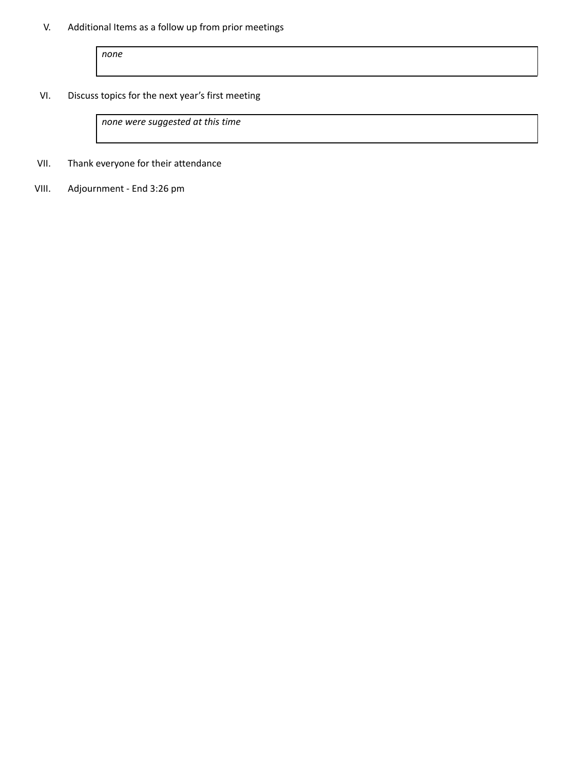V. Additional Items as a follow up from prior meetings

| *none* |
|---|

VI. Discuss topics for the next year's first meeting

| *none were suggested at this time* |
|---|

VII. Thank everyone for their attendance

VIII. Adjournment - End 3:26 pm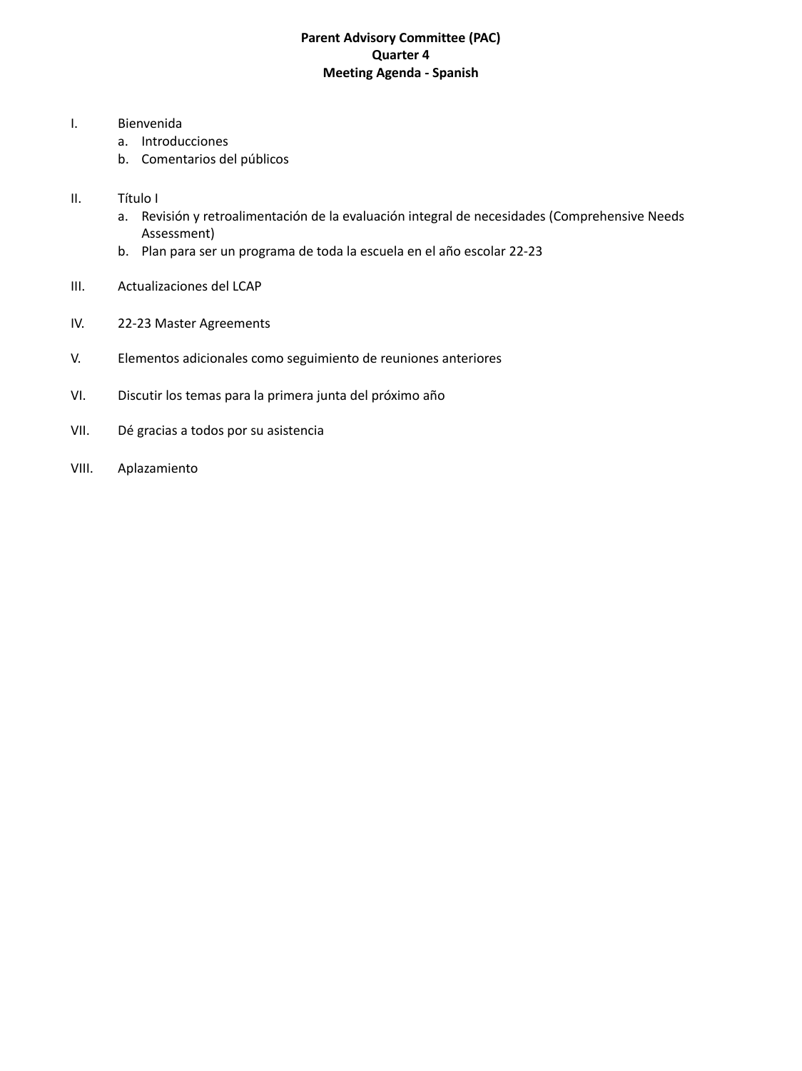**Parent Advisory Committee (PAC)**
**Quarter 4**
**Meeting Agenda - Spanish**

I. Bienvenida
   a. Introducciones
   b. Comentarios del públicos

II. Título I
   a. Revisión y retroalimentación de la evaluación integral de necesidades (Comprehensive Needs Assessment)
   b. Plan para ser un programa de toda la escuela en el año escolar 22-23

III. Actualizaciones del LCAP

IV. 22-23 Master Agreements

V. Elementos adicionales como seguimiento de reuniones anteriores

VI. Discutir los temas para la primera junta del próximo año

VII. Dé gracias a todos por su asistencia

VIII. Aplazamiento